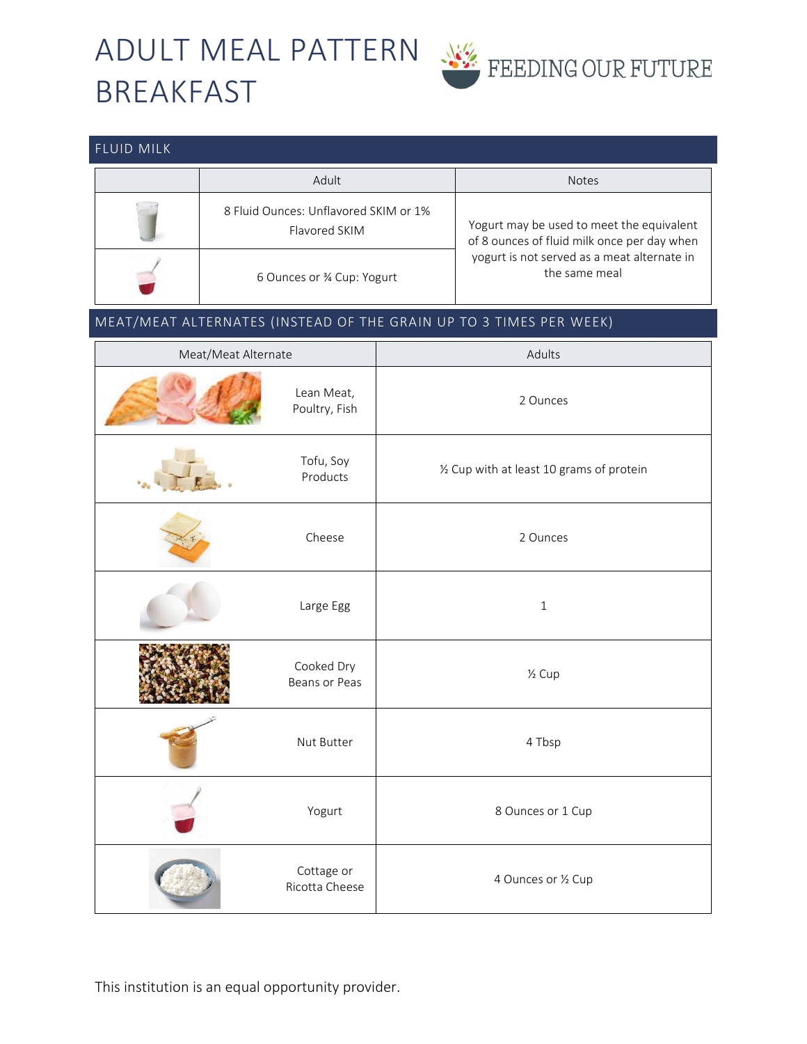# ADULT MEAL PATTERN BREAKFAST

FEEDING OUR FUTURE

## FLUID MILK

| | Adult | Notes |
|---|---|---|
| | 8 Fluid Ounces: Unflavored SKIM or 1% Flavored SKIM | Yogurt may be used to meet the equivalent of 8 ounces of fluid milk once per day when yogurt is not served as a meat alternate in the same meal |
| | 6 Ounces or ¾ Cup: Yogurt | |

## MEAT/MEAT ALTERNATES (INSTEAD OF THE GRAIN UP TO 3 TIMES PER WEEK)

| Meat/Meat Alternate | Adults |
|---|---|
| Lean Meat, Poultry, Fish | 2 Ounces |
| Tofu, Soy Products | ½ Cup with at least 10 grams of protein |
| Cheese | 2 Ounces |
| Large Egg | 1 |
| Cooked Dry Beans or Peas | ½ Cup |
| Nut Butter | 4 Tbsp |
| Yogurt | 8 Ounces or 1 Cup |
| Cottage or Ricotta Cheese | 4 Ounces or ½ Cup |

This institution is an equal opportunity provider.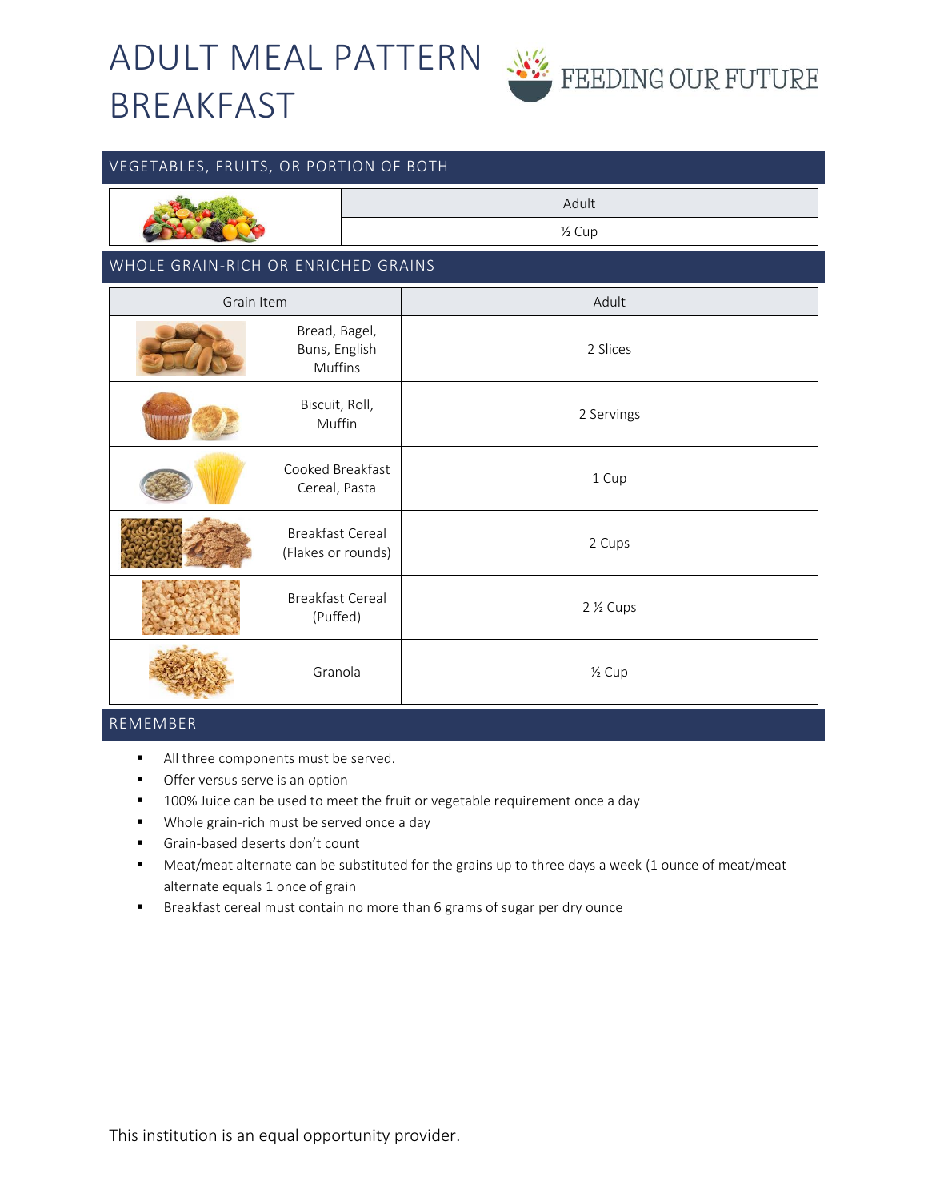# ADULT MEAL PATTERN BREAKFAST

FEEDING OUR FUTURE

## VEGETABLES, FRUITS, OR PORTION OF BOTH

| | Adult |
|---|---|
| | ½ Cup |

## WHOLE GRAIN-RICH OR ENRICHED GRAINS

| Grain Item | Adult |
|---|---|
| Bread, Bagel, Buns, English Muffins | 2 Slices |
| Biscuit, Roll, Muffin | 2 Servings |
| Cooked Breakfast Cereal, Pasta | 1 Cup |
| Breakfast Cereal (Flakes or rounds) | 2 Cups |
| Breakfast Cereal (Puffed) | 2 ½ Cups |
| Granola | ½ Cup |

## REMEMBER

- All three components must be served.
- Offer versus serve is an option
- 100% Juice can be used to meet the fruit or vegetable requirement once a day
- Whole grain-rich must be served once a day
- Grain-based deserts don't count
- Meat/meat alternate can be substituted for the grains up to three days a week (1 ounce of meat/meat alternate equals 1 once of grain
- Breakfast cereal must contain no more than 6 grams of sugar per dry ounce

This institution is an equal opportunity provider.